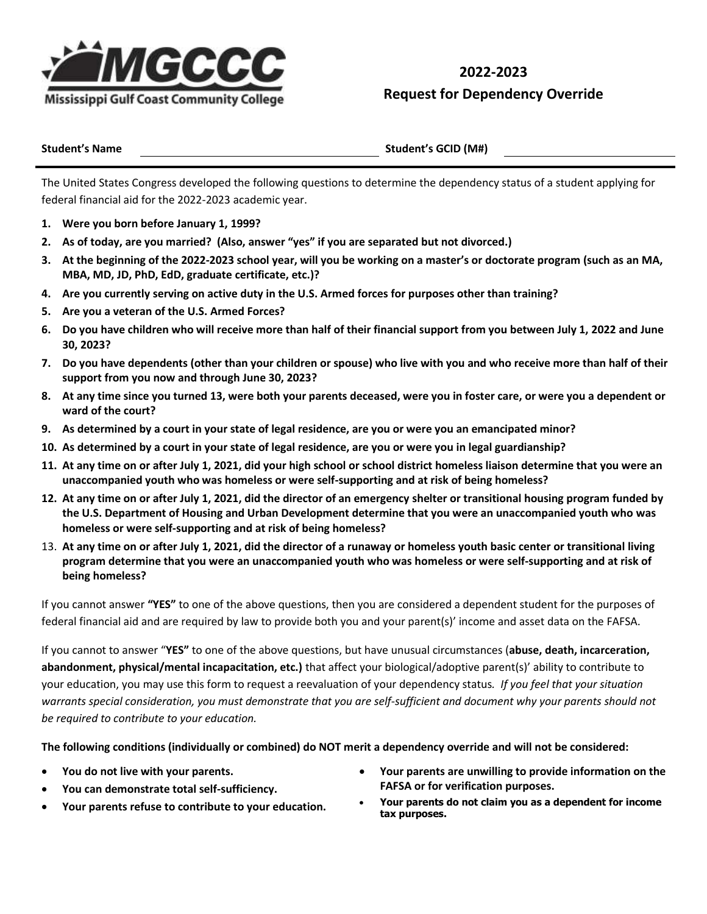Mississippi Gulf Coast Community College

# 2022-2023
# Request for Dependency Override

**Student's Name** ______________________ **Student's GCID (M#)** ______________________

---

The United States Congress developed the following questions to determine the dependency status of a student applying for federal financial aid for the 2022-2023 academic year.

1. **Were you born before January 1, 1999?**
2. **As of today, are you married? (Also, answer "yes" if you are separated but not divorced.)**
3. **At the beginning of the 2022-2023 school year, will you be working on a master's or doctorate program (such as an MA, MBA, MD, JD, PhD, EdD, graduate certificate, etc.)?**
4. **Are you currently serving on active duty in the U.S. Armed forces for purposes other than training?**
5. **Are you a veteran of the U.S. Armed Forces?**
6. **Do you have children who will receive more than half of their financial support from you between July 1, 2022 and June 30, 2023?**
7. **Do you have dependents (other than your children or spouse) who live with you and who receive more than half of their support from you now and through June 30, 2023?**
8. **At any time since you turned 13, were both your parents deceased, were you in foster care, or were you a dependent or ward of the court?**
9. **As determined by a court in your state of legal residence, are you or were you an emancipated minor?**
10. **As determined by a court in your state of legal residence, are you or were you in legal guardianship?**
11. **At any time on or after July 1, 2021, did your high school or school district homeless liaison determine that you were an unaccompanied youth who was homeless or were self-supporting and at risk of being homeless?**
12. **At any time on or after July 1, 2021, did the director of an emergency shelter or transitional housing program funded by the U.S. Department of Housing and Urban Development determine that you were an unaccompanied youth who was homeless or were self-supporting and at risk of being homeless?**
13. **At any time on or after July 1, 2021, did the director of a runaway or homeless youth basic center or transitional living program determine that you were an unaccompanied youth who was homeless or were self-supporting and at risk of being homeless?**

If you cannot answer **"YES"** to one of the above questions, then you are considered a dependent student for the purposes of federal financial aid and are required by law to provide both you and your parent(s)' income and asset data on the FAFSA.

If you cannot to answer "**YES"** to one of the above questions, but have unusual circumstances (**abuse, death, incarceration, abandonment, physical/mental incapacitation, etc.)** that affect your biological/adoptive parent(s)' ability to contribute to your education, you may use this form to request a reevaluation of your dependency status. *If you feel that your situation warrants special consideration, you must demonstrate that you are self-sufficient and document why your parents should not be required to contribute to your education.*

**The following conditions (individually or combined) do NOT merit a dependency override and will not be considered:**

- **You do not live with your parents.**
- **You can demonstrate total self-sufficiency.**
- **Your parents refuse to contribute to your education.**
- **Your parents are unwilling to provide information on the FAFSA or for verification purposes.**
- **Your parents do not claim you as a dependent for income tax purposes.**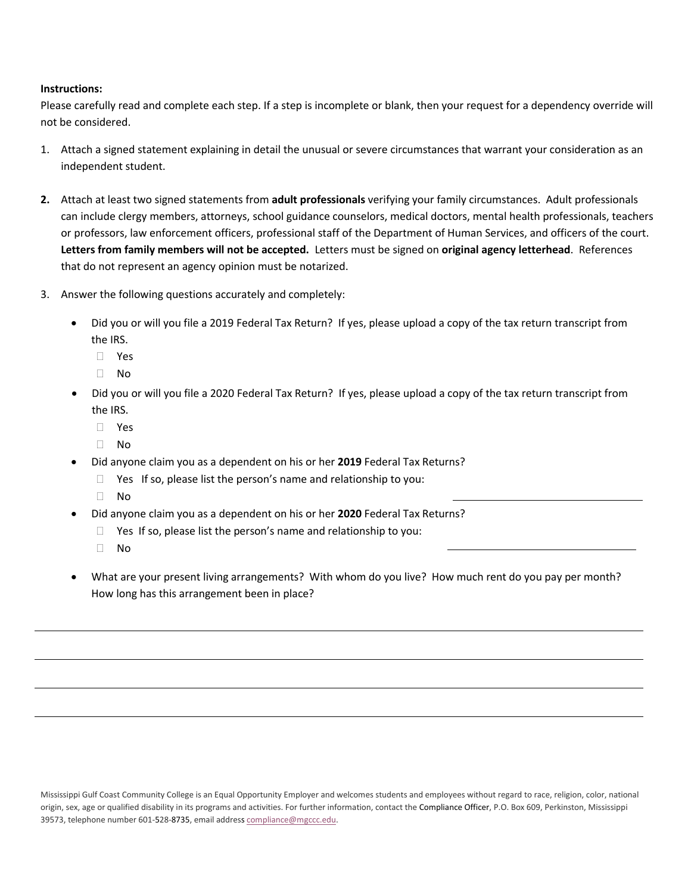**Instructions:**

Please carefully read and complete each step. If a step is incomplete or blank, then your request for a dependency override will not be considered.

1. Attach a signed statement explaining in detail the unusual or severe circumstances that warrant your consideration as an independent student.

2. Attach at least two signed statements from **adult professionals** verifying your family circumstances. Adult professionals can include clergy members, attorneys, school guidance counselors, medical doctors, mental health professionals, teachers or professors, law enforcement officers, professional staff of the Department of Human Services, and officers of the court. **Letters from family members will not be accepted.** Letters must be signed on **original agency letterhead**. References that do not represent an agency opinion must be notarized.

3. Answer the following questions accurately and completely:

   - Did you or will you file a 2019 Federal Tax Return? If yes, please upload a copy of the tax return transcript from the IRS.
     - ☐ Yes
     - ☐ No
   - Did you or will you file a 2020 Federal Tax Return? If yes, please upload a copy of the tax return transcript from the IRS.
     - ☐ Yes
     - ☐ No
   - Did anyone claim you as a dependent on his or her **2019** Federal Tax Returns?
     - ☐ Yes If so, please list the person's name and relationship to you: ______________________
     - ☐ No
   - Did anyone claim you as a dependent on his or her **2020** Federal Tax Returns?
     - ☐ Yes If so, please list the person's name and relationship to you: ______________________
     - ☐ No
   - What are your present living arrangements? With whom do you live? How much rent do you pay per month? How long has this arrangement been in place?

______________________________________________________________________________

______________________________________________________________________________

______________________________________________________________________________

______________________________________________________________________________

Mississippi Gulf Coast Community College is an Equal Opportunity Employer and welcomes students and employees without regard to race, religion, color, national origin, sex, age or qualified disability in its programs and activities. For further information, contact the Compliance Officer, P.O. Box 609, Perkinston, Mississippi 39573, telephone number 601-528-8735, email address compliance@mgccc.edu.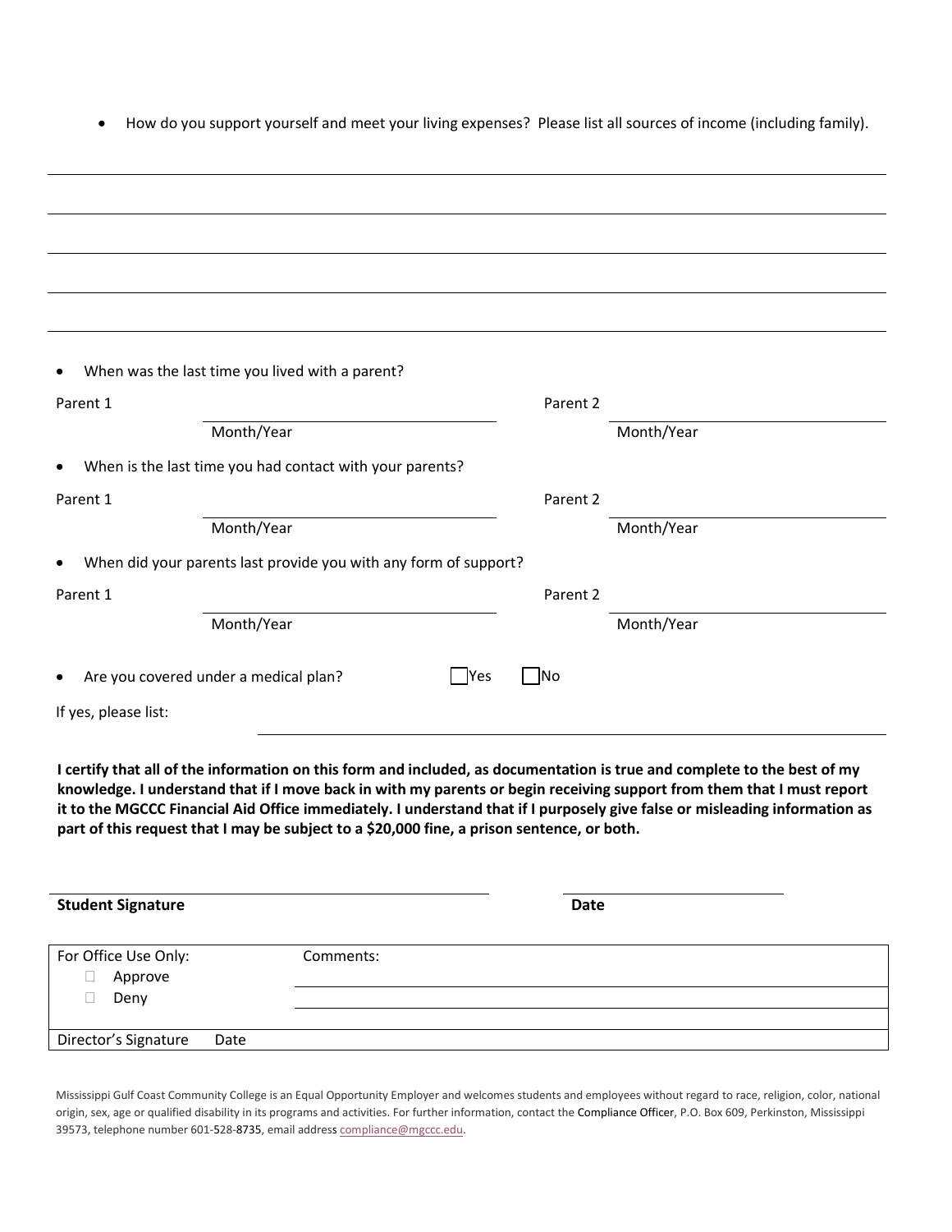- How do you support yourself and meet your living expenses? Please list all sources of income (including family).

\_\_\_\_\_\_\_\_\_\_\_\_\_\_\_\_\_\_\_\_\_\_\_\_\_\_\_\_\_\_\_\_\_\_\_\_\_\_\_\_\_\_\_\_\_\_\_\_\_\_\_\_\_\_\_\_\_\_\_\_\_\_\_\_\_\_\_\_\_\_\_\_\_\_\_\_\_\_

\_\_\_\_\_\_\_\_\_\_\_\_\_\_\_\_\_\_\_\_\_\_\_\_\_\_\_\_\_\_\_\_\_\_\_\_\_\_\_\_\_\_\_\_\_\_\_\_\_\_\_\_\_\_\_\_\_\_\_\_\_\_\_\_\_\_\_\_\_\_\_\_\_\_\_\_\_\_

\_\_\_\_\_\_\_\_\_\_\_\_\_\_\_\_\_\_\_\_\_\_\_\_\_\_\_\_\_\_\_\_\_\_\_\_\_\_\_\_\_\_\_\_\_\_\_\_\_\_\_\_\_\_\_\_\_\_\_\_\_\_\_\_\_\_\_\_\_\_\_\_\_\_\_\_\_\_

\_\_\_\_\_\_\_\_\_\_\_\_\_\_\_\_\_\_\_\_\_\_\_\_\_\_\_\_\_\_\_\_\_\_\_\_\_\_\_\_\_\_\_\_\_\_\_\_\_\_\_\_\_\_\_\_\_\_\_\_\_\_\_\_\_\_\_\_\_\_\_\_\_\_\_\_\_\_

\_\_\_\_\_\_\_\_\_\_\_\_\_\_\_\_\_\_\_\_\_\_\_\_\_\_\_\_\_\_\_\_\_\_\_\_\_\_\_\_\_\_\_\_\_\_\_\_\_\_\_\_\_\_\_\_\_\_\_\_\_\_\_\_\_\_\_\_\_\_\_\_\_\_\_\_\_\_

- When was the last time you lived with a parent?

Parent 1 \_\_\_\_\_\_\_\_\_\_\_\_\_\_\_\_\_\_\_\_ Parent 2 \_\_\_\_\_\_\_\_\_\_\_\_\_\_\_\_\_\_\_\_
Month/Year Month/Year

- When is the last time you had contact with your parents?

Parent 1 \_\_\_\_\_\_\_\_\_\_\_\_\_\_\_\_\_\_\_\_ Parent 2 \_\_\_\_\_\_\_\_\_\_\_\_\_\_\_\_\_\_\_\_
Month/Year Month/Year

- When did your parents last provide you with any form of support?

Parent 1 \_\_\_\_\_\_\_\_\_\_\_\_\_\_\_\_\_\_\_\_ Parent 2 \_\_\_\_\_\_\_\_\_\_\_\_\_\_\_\_\_\_\_\_
Month/Year Month/Year

- Are you covered under a medical plan? ☐ Yes ☐ No

If yes, please list: \_\_\_\_\_\_\_\_\_\_\_\_\_\_\_\_\_\_\_\_\_\_\_\_\_\_\_\_\_\_\_\_\_\_\_\_\_\_\_\_\_\_\_\_\_\_\_\_\_\_\_\_

**I certify that all of the information on this form and included, as documentation is true and complete to the best of my knowledge. I understand that if I move back in with my parents or begin receiving support from them that I must report it to the MGCCC Financial Aid Office immediately. I understand that if I purposely give false or misleading information as part of this request that I may be subject to a $20,000 fine, a prison sentence, or both.**

\_\_\_\_\_\_\_\_\_\_\_\_\_\_\_\_\_\_\_\_\_\_\_\_\_\_\_\_\_\_\_\_\_\_\_\_\_\_\_\_ \_\_\_\_\_\_\_\_\_\_\_\_\_\_\_\_\_\_\_\_
**Student Signature** **Date**

| | |
|---|---|
| For Office Use Only:<br>☐ Approve<br>☐ Deny | Comments: |
| Director's Signature Date | |

Mississippi Gulf Coast Community College is an Equal Opportunity Employer and welcomes students and employees without regard to race, religion, color, national origin, sex, age or qualified disability in its programs and activities. For further information, contact the Compliance Officer, P.O. Box 609, Perkinston, Mississippi 39573, telephone number 601-528-8735, email address compliance@mgccc.edu.